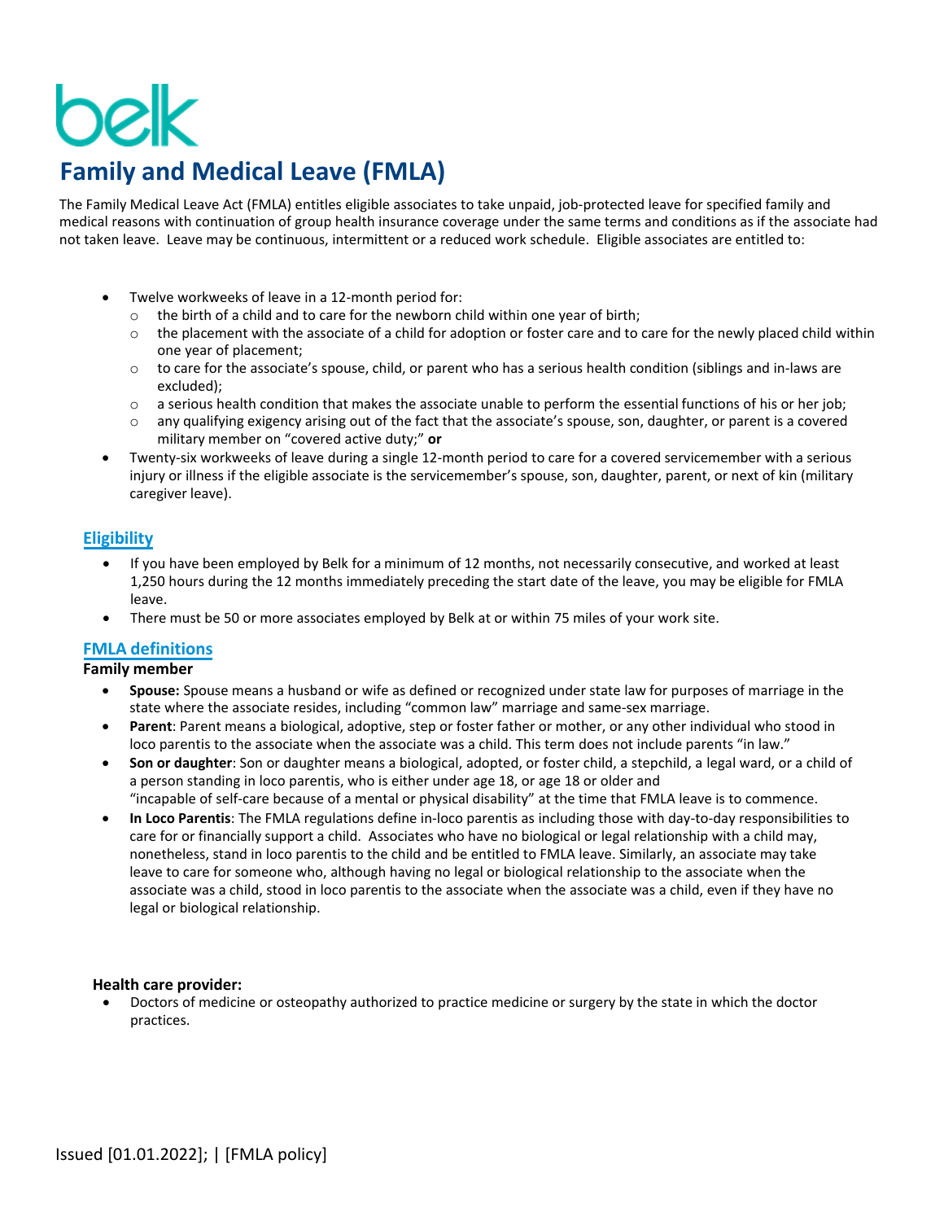belk

# Family and Medical Leave (FMLA)

The Family Medical Leave Act (FMLA) entitles eligible associates to take unpaid, job-protected leave for specified family and medical reasons with continuation of group health insurance coverage under the same terms and conditions as if the associate had not taken leave. Leave may be continuous, intermittent or a reduced work schedule. Eligible associates are entitled to:

- Twelve workweeks of leave in a 12-month period for:
  - the birth of a child and to care for the newborn child within one year of birth;
  - the placement with the associate of a child for adoption or foster care and to care for the newly placed child within one year of placement;
  - to care for the associate's spouse, child, or parent who has a serious health condition (siblings and in-laws are excluded);
  - a serious health condition that makes the associate unable to perform the essential functions of his or her job;
  - any qualifying exigency arising out of the fact that the associate's spouse, son, daughter, or parent is a covered military member on "covered active duty;" **or**
- Twenty-six workweeks of leave during a single 12-month period to care for a covered servicemember with a serious injury or illness if the eligible associate is the servicemember's spouse, son, daughter, parent, or next of kin (military caregiver leave).

## Eligibility

- If you have been employed by Belk for a minimum of 12 months, not necessarily consecutive, and worked at least 1,250 hours during the 12 months immediately preceding the start date of the leave, you may be eligible for FMLA leave.
- There must be 50 or more associates employed by Belk at or within 75 miles of your work site.

## FMLA definitions

### Family member

- **Spouse:** Spouse means a husband or wife as defined or recognized under state law for purposes of marriage in the state where the associate resides, including "common law" marriage and same-sex marriage.
- **Parent**: Parent means a biological, adoptive, step or foster father or mother, or any other individual who stood in loco parentis to the associate when the associate was a child. This term does not include parents "in law."
- **Son or daughter**: Son or daughter means a biological, adopted, or foster child, a stepchild, a legal ward, or a child of a person standing in loco parentis, who is either under age 18, or age 18 or older and "incapable of self-care because of a mental or physical disability" at the time that FMLA leave is to commence.
- **In Loco Parentis**: The FMLA regulations define in-loco parentis as including those with day-to-day responsibilities to care for or financially support a child. Associates who have no biological or legal relationship with a child may, nonetheless, stand in loco parentis to the child and be entitled to FMLA leave. Similarly, an associate may take leave to care for someone who, although having no legal or biological relationship to the associate when the associate was a child, stood in loco parentis to the associate when the associate was a child, even if they have no legal or biological relationship.

### Health care provider:

- Doctors of medicine or osteopathy authorized to practice medicine or surgery by the state in which the doctor practices.

Issued [01.01.2022]; | [FMLA policy]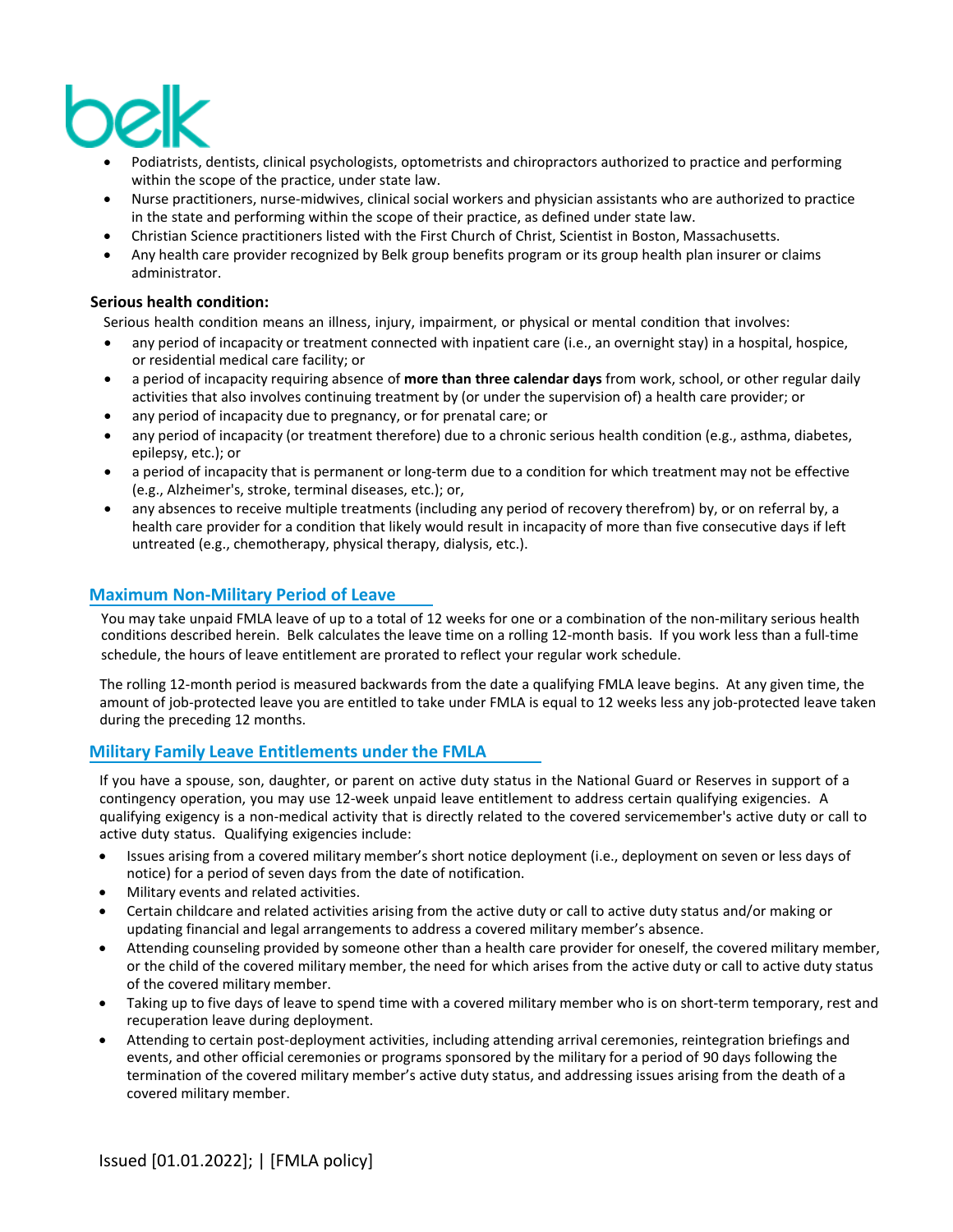- Podiatrists, dentists, clinical psychologists, optometrists and chiropractors authorized to practice and performing within the scope of the practice, under state law.
- Nurse practitioners, nurse-midwives, clinical social workers and physician assistants who are authorized to practice in the state and performing within the scope of their practice, as defined under state law.
- Christian Science practitioners listed with the First Church of Christ, Scientist in Boston, Massachusetts.
- Any health care provider recognized by Belk group benefits program or its group health plan insurer or claims administrator.

**Serious health condition:**

Serious health condition means an illness, injury, impairment, or physical or mental condition that involves:

- any period of incapacity or treatment connected with inpatient care (i.e., an overnight stay) in a hospital, hospice, or residential medical care facility; or
- a period of incapacity requiring absence of **more than three calendar days** from work, school, or other regular daily activities that also involves continuing treatment by (or under the supervision of) a health care provider; or
- any period of incapacity due to pregnancy, or for prenatal care; or
- any period of incapacity (or treatment therefore) due to a chronic serious health condition (e.g., asthma, diabetes, epilepsy, etc.); or
- a period of incapacity that is permanent or long-term due to a condition for which treatment may not be effective (e.g., Alzheimer's, stroke, terminal diseases, etc.); or,
- any absences to receive multiple treatments (including any period of recovery therefrom) by, or on referral by, a health care provider for a condition that likely would result in incapacity of more than five consecutive days if left untreated (e.g., chemotherapy, physical therapy, dialysis, etc.).

## Maximum Non-Military Period of Leave

You may take unpaid FMLA leave of up to a total of 12 weeks for one or a combination of the non-military serious health conditions described herein. Belk calculates the leave time on a rolling 12-month basis. If you work less than a full-time schedule, the hours of leave entitlement are prorated to reflect your regular work schedule.

The rolling 12-month period is measured backwards from the date a qualifying FMLA leave begins. At any given time, the amount of job-protected leave you are entitled to take under FMLA is equal to 12 weeks less any job-protected leave taken during the preceding 12 months.

## Military Family Leave Entitlements under the FMLA

If you have a spouse, son, daughter, or parent on active duty status in the National Guard or Reserves in support of a contingency operation, you may use 12-week unpaid leave entitlement to address certain qualifying exigencies. A qualifying exigency is a non-medical activity that is directly related to the covered servicemember's active duty or call to active duty status. Qualifying exigencies include:

- Issues arising from a covered military member's short notice deployment (i.e., deployment on seven or less days of notice) for a period of seven days from the date of notification.
- Military events and related activities.
- Certain childcare and related activities arising from the active duty or call to active duty status and/or making or updating financial and legal arrangements to address a covered military member's absence.
- Attending counseling provided by someone other than a health care provider for oneself, the covered military member, or the child of the covered military member, the need for which arises from the active duty or call to active duty status of the covered military member.
- Taking up to five days of leave to spend time with a covered military member who is on short-term temporary, rest and recuperation leave during deployment.
- Attending to certain post-deployment activities, including attending arrival ceremonies, reintegration briefings and events, and other official ceremonies or programs sponsored by the military for a period of 90 days following the termination of the covered military member's active duty status, and addressing issues arising from the death of a covered military member.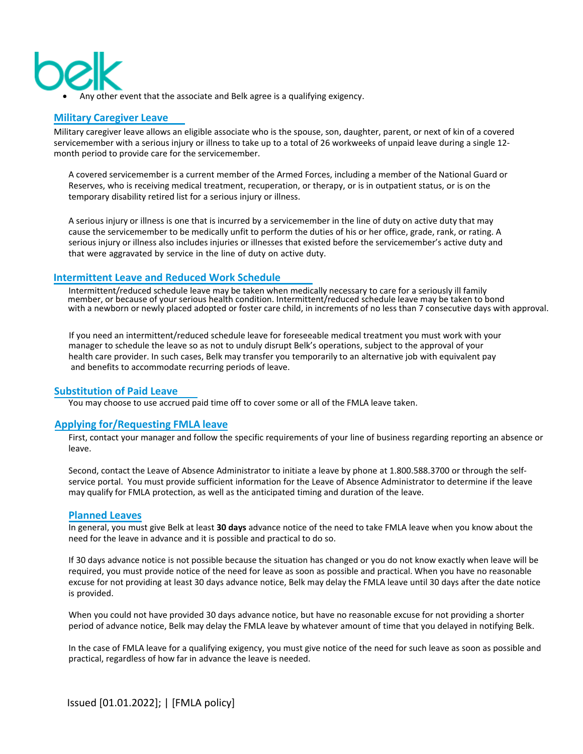- Any other event that the associate and Belk agree is a qualifying exigency.

## Military Caregiver Leave

Military caregiver leave allows an eligible associate who is the spouse, son, daughter, parent, or next of kin of a covered servicemember with a serious injury or illness to take up to a total of 26 workweeks of unpaid leave during a single 12-month period to provide care for the servicemember.

A covered servicemember is a current member of the Armed Forces, including a member of the National Guard or Reserves, who is receiving medical treatment, recuperation, or therapy, or is in outpatient status, or is on the temporary disability retired list for a serious injury or illness.

A serious injury or illness is one that is incurred by a servicemember in the line of duty on active duty that may cause the servicemember to be medically unfit to perform the duties of his or her office, grade, rank, or rating. A serious injury or illness also includes injuries or illnesses that existed before the servicemember's active duty and that were aggravated by service in the line of duty on active duty.

## Intermittent Leave and Reduced Work Schedule

Intermittent/reduced schedule leave may be taken when medically necessary to care for a seriously ill family member, or because of your serious health condition. Intermittent/reduced schedule leave may be taken to bond with a newborn or newly placed adopted or foster care child, in increments of no less than 7 consecutive days with approval.

If you need an intermittent/reduced schedule leave for foreseeable medical treatment you must work with your manager to schedule the leave so as not to unduly disrupt Belk's operations, subject to the approval of your health care provider. In such cases, Belk may transfer you temporarily to an alternative job with equivalent pay and benefits to accommodate recurring periods of leave.

## Substitution of Paid Leave

You may choose to use accrued paid time off to cover some or all of the FMLA leave taken.

## Applying for/Requesting FMLA leave

First, contact your manager and follow the specific requirements of your line of business regarding reporting an absence or leave.

Second, contact the Leave of Absence Administrator to initiate a leave by phone at 1.800.588.3700 or through the self-service portal. You must provide sufficient information for the Leave of Absence Administrator to determine if the leave may qualify for FMLA protection, as well as the anticipated timing and duration of the leave.

### Planned Leaves

In general, you must give Belk at least **30 days** advance notice of the need to take FMLA leave when you know about the need for the leave in advance and it is possible and practical to do so.

If 30 days advance notice is not possible because the situation has changed or you do not know exactly when leave will be required, you must provide notice of the need for leave as soon as possible and practical. When you have no reasonable excuse for not providing at least 30 days advance notice, Belk may delay the FMLA leave until 30 days after the date notice is provided.

When you could not have provided 30 days advance notice, but have no reasonable excuse for not providing a shorter period of advance notice, Belk may delay the FMLA leave by whatever amount of time that you delayed in notifying Belk.

In the case of FMLA leave for a qualifying exigency, you must give notice of the need for such leave as soon as possible and practical, regardless of how far in advance the leave is needed.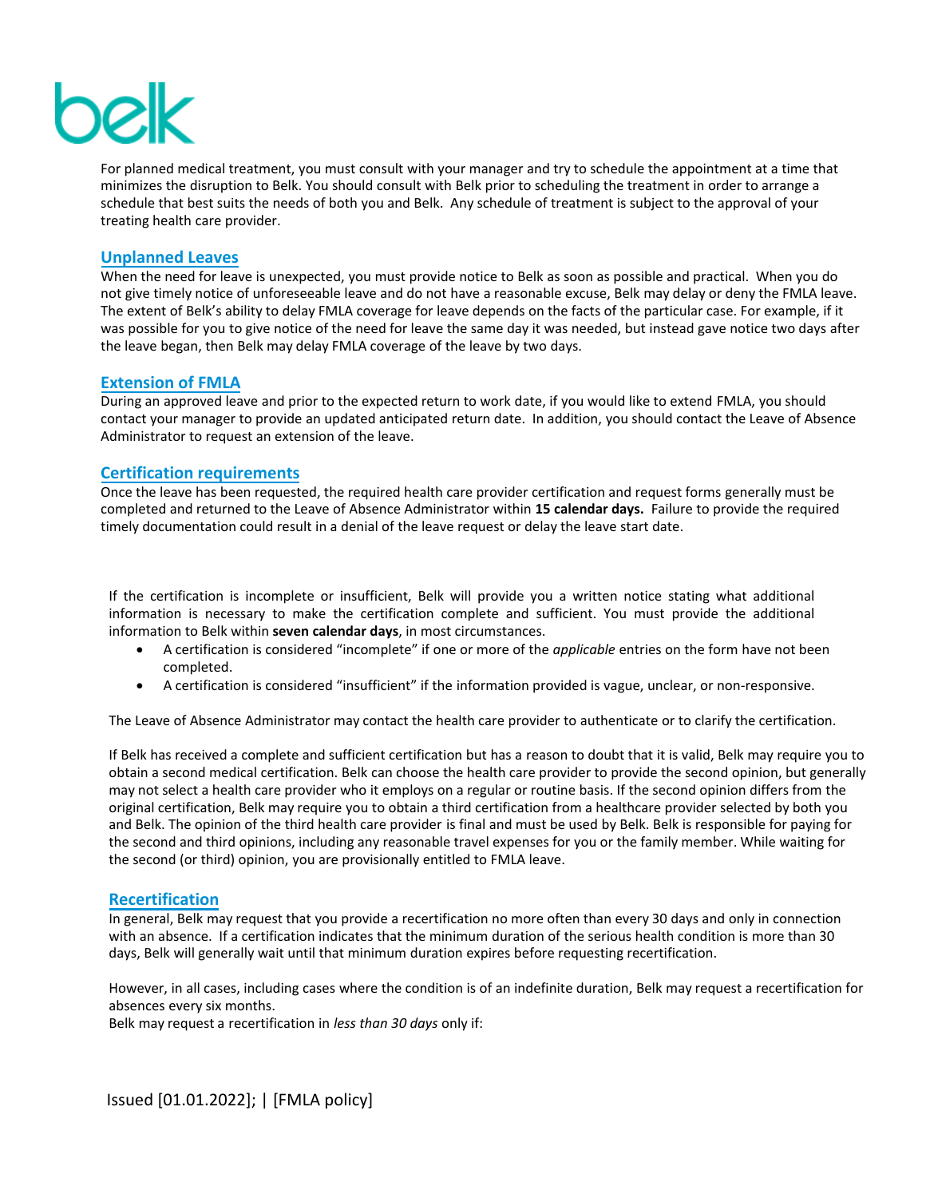For planned medical treatment, you must consult with your manager and try to schedule the appointment at a time that minimizes the disruption to Belk. You should consult with Belk prior to scheduling the treatment in order to arrange a schedule that best suits the needs of both you and Belk. Any schedule of treatment is subject to the approval of your treating health care provider.

## Unplanned Leaves

When the need for leave is unexpected, you must provide notice to Belk as soon as possible and practical. When you do not give timely notice of unforeseeable leave and do not have a reasonable excuse, Belk may delay or deny the FMLA leave. The extent of Belk's ability to delay FMLA coverage for leave depends on the facts of the particular case. For example, if it was possible for you to give notice of the need for leave the same day it was needed, but instead gave notice two days after the leave began, then Belk may delay FMLA coverage of the leave by two days.

## Extension of FMLA

During an approved leave and prior to the expected return to work date, if you would like to extend FMLA, you should contact your manager to provide an updated anticipated return date. In addition, you should contact the Leave of Absence Administrator to request an extension of the leave.

## Certification requirements

Once the leave has been requested, the required health care provider certification and request forms generally must be completed and returned to the Leave of Absence Administrator within **15 calendar days.** Failure to provide the required timely documentation could result in a denial of the leave request or delay the leave start date.

If the certification is incomplete or insufficient, Belk will provide you a written notice stating what additional information is necessary to make the certification complete and sufficient. You must provide the additional information to Belk within **seven calendar days**, in most circumstances.

- A certification is considered "incomplete" if one or more of the *applicable* entries on the form have not been completed.
- A certification is considered "insufficient" if the information provided is vague, unclear, or non-responsive.

The Leave of Absence Administrator may contact the health care provider to authenticate or to clarify the certification.

If Belk has received a complete and sufficient certification but has a reason to doubt that it is valid, Belk may require you to obtain a second medical certification. Belk can choose the health care provider to provide the second opinion, but generally may not select a health care provider who it employs on a regular or routine basis. If the second opinion differs from the original certification, Belk may require you to obtain a third certification from a healthcare provider selected by both you and Belk. The opinion of the third health care provider is final and must be used by Belk. Belk is responsible for paying for the second and third opinions, including any reasonable travel expenses for you or the family member. While waiting for the second (or third) opinion, you are provisionally entitled to FMLA leave.

## Recertification

In general, Belk may request that you provide a recertification no more often than every 30 days and only in connection with an absence. If a certification indicates that the minimum duration of the serious health condition is more than 30 days, Belk will generally wait until that minimum duration expires before requesting recertification.

However, in all cases, including cases where the condition is of an indefinite duration, Belk may request a recertification for absences every six months.
Belk may request a recertification in *less than 30 days* only if: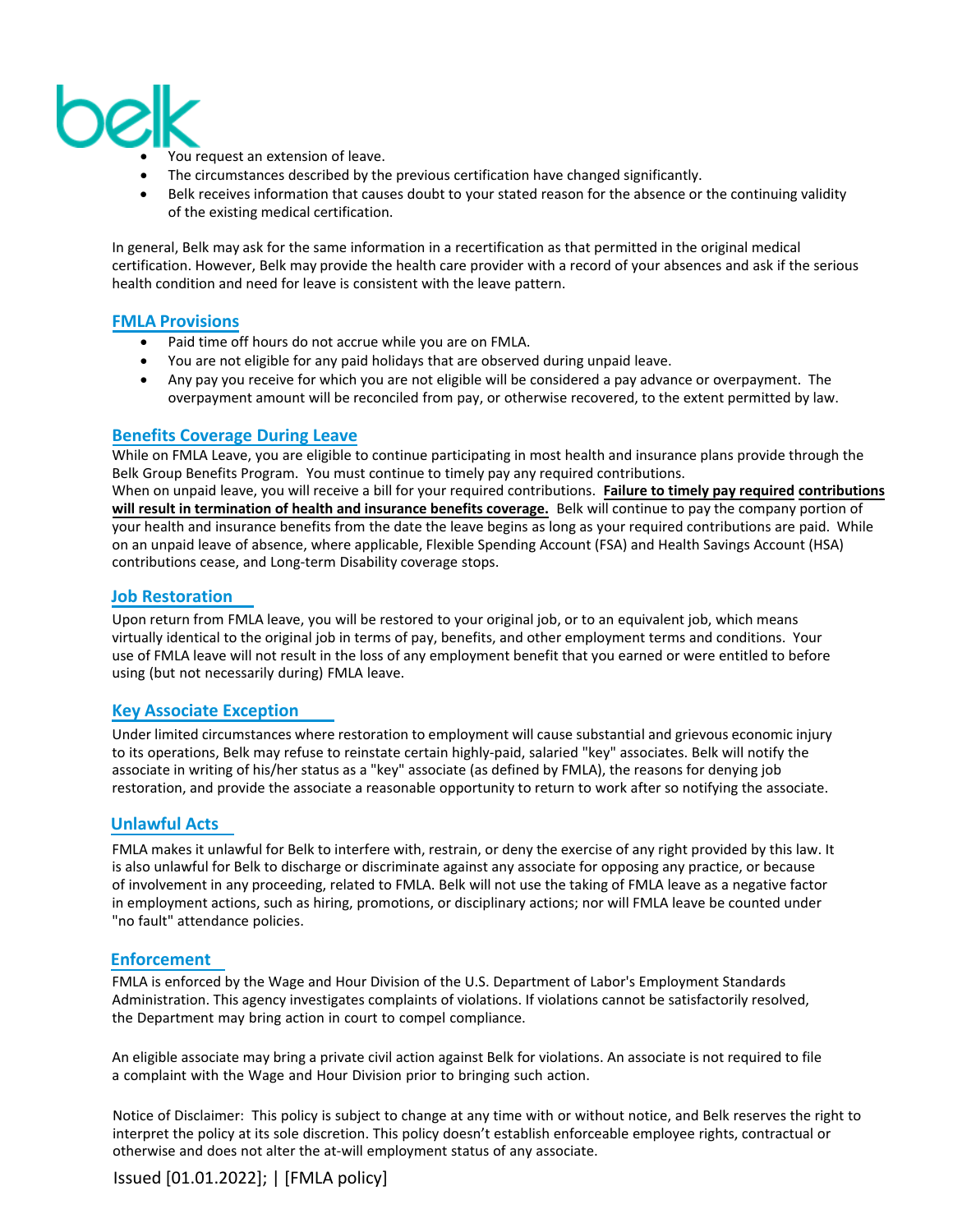- You request an extension of leave.
- The circumstances described by the previous certification have changed significantly.
- Belk receives information that causes doubt to your stated reason for the absence or the continuing validity of the existing medical certification.

In general, Belk may ask for the same information in a recertification as that permitted in the original medical certification. However, Belk may provide the health care provider with a record of your absences and ask if the serious health condition and need for leave is consistent with the leave pattern.

## FMLA Provisions

- Paid time off hours do not accrue while you are on FMLA.
- You are not eligible for any paid holidays that are observed during unpaid leave.
- Any pay you receive for which you are not eligible will be considered a pay advance or overpayment. The overpayment amount will be reconciled from pay, or otherwise recovered, to the extent permitted by law.

## Benefits Coverage During Leave

While on FMLA Leave, you are eligible to continue participating in most health and insurance plans provide through the Belk Group Benefits Program. You must continue to timely pay any required contributions.
When on unpaid leave, you will receive a bill for your required contributions. **Failure to timely pay required contributions will result in termination of health and insurance benefits coverage.** Belk will continue to pay the company portion of your health and insurance benefits from the date the leave begins as long as your required contributions are paid. While on an unpaid leave of absence, where applicable, Flexible Spending Account (FSA) and Health Savings Account (HSA) contributions cease, and Long-term Disability coverage stops.

## Job Restoration

Upon return from FMLA leave, you will be restored to your original job, or to an equivalent job, which means virtually identical to the original job in terms of pay, benefits, and other employment terms and conditions. Your use of FMLA leave will not result in the loss of any employment benefit that you earned or were entitled to before using (but not necessarily during) FMLA leave.

## Key Associate Exception

Under limited circumstances where restoration to employment will cause substantial and grievous economic injury to its operations, Belk may refuse to reinstate certain highly-paid, salaried "key" associates. Belk will notify the associate in writing of his/her status as a "key" associate (as defined by FMLA), the reasons for denying job restoration, and provide the associate a reasonable opportunity to return to work after so notifying the associate.

## Unlawful Acts

FMLA makes it unlawful for Belk to interfere with, restrain, or deny the exercise of any right provided by this law. It is also unlawful for Belk to discharge or discriminate against any associate for opposing any practice, or because of involvement in any proceeding, related to FMLA. Belk will not use the taking of FMLA leave as a negative factor in employment actions, such as hiring, promotions, or disciplinary actions; nor will FMLA leave be counted under "no fault" attendance policies.

## Enforcement

FMLA is enforced by the Wage and Hour Division of the U.S. Department of Labor's Employment Standards Administration. This agency investigates complaints of violations. If violations cannot be satisfactorily resolved, the Department may bring action in court to compel compliance.

An eligible associate may bring a private civil action against Belk for violations. An associate is not required to file a complaint with the Wage and Hour Division prior to bringing such action.

Notice of Disclaimer: This policy is subject to change at any time with or without notice, and Belk reserves the right to interpret the policy at its sole discretion. This policy doesn't establish enforceable employee rights, contractual or otherwise and does not alter the at-will employment status of any associate.

Issued [01.01.2022]; | [FMLA policy]